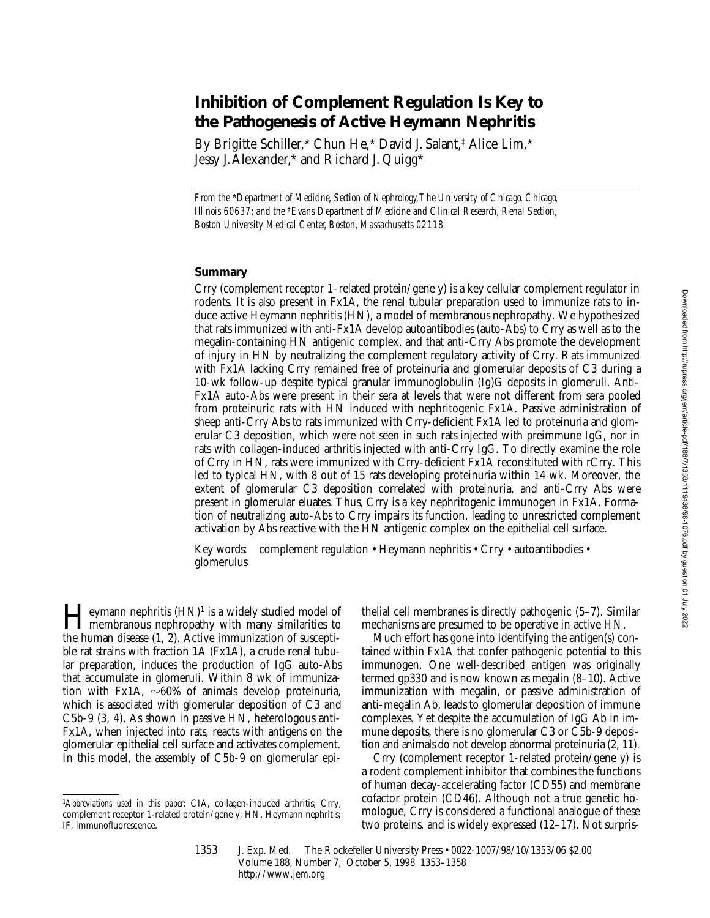# Inhibition of Complement Regulation Is Key to the Pathogenesis of Active Heymann Nephritis

By Brigitte Schiller,* Chun He,* David J. Salant,‡ Alice Lim,* Jessy J. Alexander,* and Richard J. Quigg*

*From the \*Department of Medicine, Section of Nephrology, The University of Chicago, Chicago, Illinois 60637; and the ‡Evans Department of Medicine and Clinical Research, Renal Section, Boston University Medical Center, Boston, Massachusetts 02118*

## Summary

Crry (complement receptor 1–related protein/gene y) is a key cellular complement regulator in rodents. It is also present in Fx1A, the renal tubular preparation used to immunize rats to induce active Heymann nephritis (HN), a model of membranous nephropathy. We hypothesized that rats immunized with anti-Fx1A develop autoantibodies (auto-Abs) to Crry as well as to the megalin-containing HN antigenic complex, and that anti-Crry Abs promote the development of injury in HN by neutralizing the complement regulatory activity of Crry. Rats immunized with Fx1A lacking Crry remained free of proteinuria and glomerular deposits of C3 during a 10-wk follow-up despite typical granular immunoglobulin (Ig)G deposits in glomeruli. Anti-Fx1A auto-Abs were present in their sera at levels that were not different from sera pooled from proteinuric rats with HN induced with nephritogenic Fx1A. Passive administration of sheep anti-Crry Abs to rats immunized with Crry-deficient Fx1A led to proteinuria and glomerular C3 deposition, which were not seen in such rats injected with preimmune IgG, nor in rats with collagen-induced arthritis injected with anti-Crry IgG. To directly examine the role of Crry in HN, rats were immunized with Crry-deficient Fx1A reconstituted with rCrry. This led to typical HN, with 8 out of 15 rats developing proteinuria within 14 wk. Moreover, the extent of glomerular C3 deposition correlated with proteinuria, and anti-Crry Abs were present in glomerular eluates. Thus, Crry is a key nephritogenic immunogen in Fx1A. Formation of neutralizing auto-Abs to Crry impairs its function, leading to unrestricted complement activation by Abs reactive with the HN antigenic complex on the epithelial cell surface.

Key words: complement regulation • Heymann nephritis • Crry • autoantibodies • glomerulus

Heymann nephritis (HN)[1] is a widely studied model of membranous nephropathy with many similarities to the human disease (1, 2). Active immunization of susceptible rat strains with fraction 1A (Fx1A), a crude renal tubular preparation, induces the production of IgG auto-Abs that accumulate in glomeruli. Within 8 wk of immunization with Fx1A, ∼60% of animals develop proteinuria, which is associated with glomerular deposition of C3 and C5b-9 (3, 4). As shown in passive HN, heterologous anti-Fx1A, when injected into rats, reacts with antigens on the glomerular epithelial cell surface and activates complement. In this model, the assembly of C5b-9 on glomerular epithelial cell membranes is directly pathogenic (5–7). Similar mechanisms are presumed to be operative in active HN.

Much effort has gone into identifying the antigen(s) contained within Fx1A that confer pathogenic potential to this immunogen. One well-described antigen was originally termed gp330 and is now known as megalin (8–10). Active immunization with megalin, or passive administration of anti-megalin Ab, leads to glomerular deposition of immune complexes. Yet despite the accumulation of IgG Ab in immune deposits, there is no glomerular C3 or C5b-9 deposition and animals do not develop abnormal proteinuria (2, 11).

Crry (complement receptor 1-related protein/gene y) is a rodent complement inhibitor that combines the functions of human decay-accelerating factor (CD55) and membrane cofactor protein (CD46). Although not a true genetic homologue, Crry is considered a functional analogue of these two proteins, and is widely expressed (12–17). Not surpris-

[1]*Abbreviations used in this paper:* CIA, collagen-induced arthritis; Crry, complement receptor 1-related protein/gene y; HN, Heymann nephritis; IF, immunofluorescence.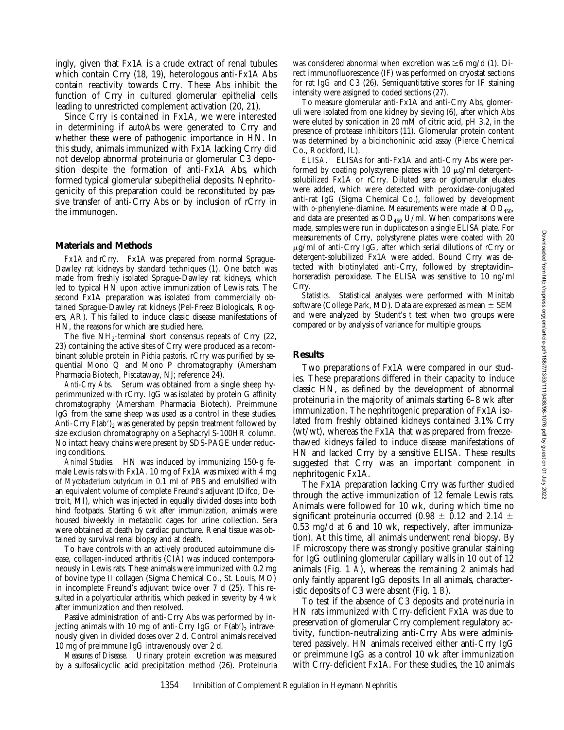ingly, given that Fx1A is a crude extract of renal tubules which contain Crry (18, 19), heterologous anti-Fx1A Abs contain reactivity towards Crry. These Abs inhibit the function of Crry in cultured glomerular epithelial cells leading to unrestricted complement activation (20, 21).

Since Crry is contained in Fx1A, we were interested in determining if autoAbs were generated to Crry and whether these were of pathogenic importance in HN. In this study, animals immunized with Fx1A lacking Crry did not develop abnormal proteinuria or glomerular C3 deposition despite the formation of anti-Fx1A Abs, which formed typical glomerular subepithelial deposits. Nephritogenicity of this preparation could be reconstituted by passive transfer of anti-Crry Abs or by inclusion of rCrry in the immunogen.

## Materials and Methods

*Fx1A and rCrry.* Fx1A was prepared from normal Sprague-Dawley rat kidneys by standard techniques (1). One batch was made from freshly isolated Sprague-Dawley rat kidneys, which led to typical HN upon active immunization of Lewis rats. The second Fx1A preparation was isolated from commercially obtained Sprague-Dawley rat kidneys (Pel-Freez Biologicals, Rogers, AR). This failed to induce classic disease manifestations of HN, the reasons for which are studied here.

The five $NH_2$-terminal short consensus repeats of Crry (22, 23) containing the active sites of Crry were produced as a recombinant soluble protein in *Pichia pastoris*. rCrry was purified by sequential Mono Q and Mono P chromatography (Amersham Pharmacia Biotech, Piscataway, NJ; reference 24).

*Anti-Crry Abs.* Serum was obtained from a single sheep hyperimmunized with rCrry. IgG was isolated by protein G affinity chromatography (Amersham Pharmacia Biotech). Preimmune IgG from the same sheep was used as a control in these studies. Anti-Crry $F(ab')_2$ was generated by pepsin treatment followed by size exclusion chromatography on a Sephacryl S-100HR column. No intact heavy chains were present by SDS-PAGE under reducing conditions.

*Animal Studies.* HN was induced by immunizing 150-g female Lewis rats with Fx1A. 10 mg of Fx1A was mixed with 4 mg of *Mycobacterium butyricum* in 0.1 ml of PBS and emulsified with an equivalent volume of complete Freund's adjuvant (Difco, Detroit, MI), which was injected in equally divided doses into both hind footpads. Starting 6 wk after immunization, animals were housed biweekly in metabolic cages for urine collection. Sera were obtained at death by cardiac puncture. Renal tissue was obtained by survival renal biopsy and at death.

To have controls with an actively produced autoimmune disease, collagen-induced arthritis (CIA) was induced contemporaneously in Lewis rats. These animals were immunized with 0.2 mg of bovine type II collagen (Sigma Chemical Co., St. Louis, MO) in incomplete Freund's adjuvant twice over 7 d (25). This resulted in a polyarticular arthritis, which peaked in severity by 4 wk after immunization and then resolved.

Passive administration of anti-Crry Abs was performed by injecting animals with 10 mg of anti-Crry IgG or $F(ab')_2$ intravenously given in divided doses over 2 d. Control animals received 10 mg of preimmune IgG intravenously over 2 d.

*Measures of Disease.* Urinary protein excretion was measured by a sulfosalicyclic acid precipitation method (26). Proteinuria was considered abnormal when excretion was ≥6 mg/d (1). Direct immunofluorescence (IF) was performed on cryostat sections for rat IgG and C3 (26). Semiquantitative scores for IF staining intensity were assigned to coded sections (27).

To measure glomerular anti-Fx1A and anti-Crry Abs, glomeruli were isolated from one kidney by sieving (6), after which Abs were eluted by sonication in 20 mM of citric acid, pH 3.2, in the presence of protease inhibitors (11). Glomerular protein content was determined by a bicinchoninic acid assay (Pierce Chemical Co., Rockford, IL).

*ELISA.* ELISAs for anti-Fx1A and anti-Crry Abs were performed by coating polystyrene plates with 10 μg/ml detergent-solubilized Fx1A or rCrry. Diluted sera or glomerular eluates were added, which were detected with peroxidase-conjugated anti-rat IgG (Sigma Chemical Co.), followed by development with *o*-phenylene-diamine. Measurements were made at $OD_{450}$, and data are presented as $OD_{450}$ U/ml. When comparisons were made, samples were run in duplicates on a single ELISA plate. For measurements of Crry, polystyrene plates were coated with 20 μg/ml of anti-Crry IgG, after which serial dilutions of rCrry or detergent-solubilized Fx1A were added. Bound Crry was detected with biotinylated anti-Crry, followed by streptavidin–horseradish peroxidase. The ELISA was sensitive to 10 ng/ml Crry.

*Statistics.* Statistical analyses were performed with Minitab software (College Park, MD). Data are expressed as mean ± SEM and were analyzed by Student's *t* test when two groups were compared or by analysis of variance for multiple groups.

## Results

Two preparations of Fx1A were compared in our studies. These preparations differed in their capacity to induce classic HN, as defined by the development of abnormal proteinuria in the majority of animals starting 6–8 wk after immunization. The nephritogenic preparation of Fx1A isolated from freshly obtained kidneys contained 3.1% Crry (wt/wt), whereas the Fx1A that was prepared from freeze-thawed kidneys failed to induce disease manifestations of HN and lacked Crry by a sensitive ELISA. These results suggested that Crry was an important component in nephritogenic Fx1A.

The Fx1A preparation lacking Crry was further studied through the active immunization of 12 female Lewis rats. Animals were followed for 10 wk, during which time no significant proteinuria occurred (0.98 ± 0.12 and 2.14 ± 0.53 mg/d at 6 and 10 wk, respectively, after immunization). At this time, all animals underwent renal biopsy. By IF microscopy there was strongly positive granular staining for IgG outlining glomerular capillary walls in 10 out of 12 animals (Fig. 1 *A*), whereas the remaining 2 animals had only faintly apparent IgG deposits. In all animals, characteristic deposits of C3 were absent (Fig. 1 *B*).

To test if the absence of C3 deposits and proteinuria in HN rats immunized with Crry-deficient Fx1A was due to preservation of glomerular Crry complement regulatory activity, function-neutralizing anti-Crry Abs were administered passively. HN animals received either anti-Crry IgG or preimmune IgG as a control 10 wk after immunization with Crry-deficient Fx1A. For these studies, the 10 animals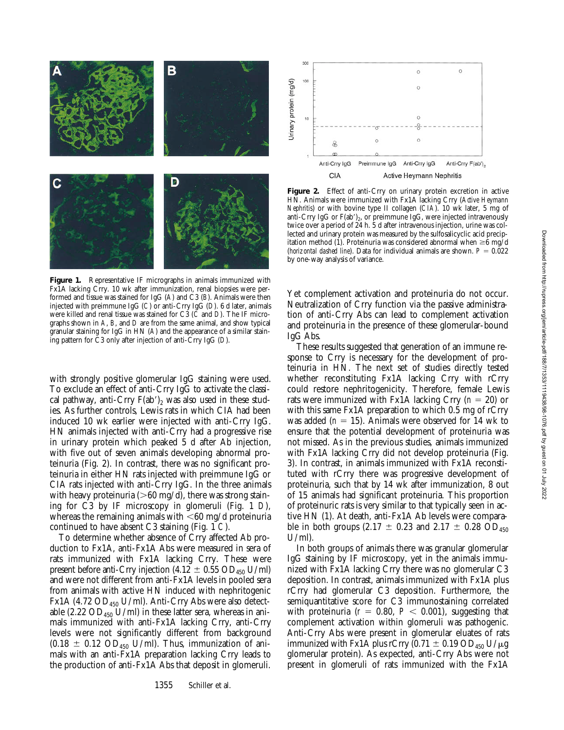**Figure 1.** Representative IF micrographs in animals immunized with Fx1A lacking Crry. 10 wk after immunization, renal biopsies were performed and tissue was stained for IgG (*A*) and C3 (*B*). Animals were then injected with preimmune IgG (*C*) or anti-Crry IgG (*D*). 6 d later, animals were killed and renal tissue was stained for C3 (*C* and *D*). The IF micrographs shown in *A*, *B*, and *D* are from the same animal, and show typical granular staining for IgG in HN (*A*) and the appearance of a similar staining pattern for C3 only after injection of anti-Crry IgG (*D*).

**Figure 2.** Effect of anti-Crry on urinary protein excretion in active HN. Animals were immunized with Fx1A lacking Crry (*Active Heymann Nephritis*) or with bovine type II collagen (*CIA*). 10 wk later, 5 mg of anti-Crry IgG or $F(ab')_2$, or preimmune IgG, were injected intravenously twice over a period of 24 h. 5 d after intravenous injection, urine was collected and urinary protein was measured by the sulfosalicyclic acid precipitation method (1). Proteinuria was considered abnormal when ≥6 mg/d (*horizontal dashed line*). Data for individual animals are shown. $P = 0.022$ by one-way analysis of variance.

with strongly positive glomerular IgG staining were used. To exclude an effect of anti-Crry IgG to activate the classical pathway, anti-Crry $F(ab')_2$ was also used in these studies. As further controls, Lewis rats in which CIA had been induced 10 wk earlier were injected with anti-Crry IgG. HN animals injected with anti-Crry had a progressive rise in urinary protein which peaked 5 d after Ab injection, with five out of seven animals developing abnormal proteinuria (Fig. 2). In contrast, there was no significant proteinuria in either HN rats injected with preimmune IgG or CIA rats injected with anti-Crry IgG. In the three animals with heavy proteinuria (>60 mg/d), there was strong staining for C3 by IF microscopy in glomeruli (Fig. 1 *D*), whereas the remaining animals with <60 mg/d proteinuria continued to have absent C3 staining (Fig. 1 *C*).

To determine whether absence of Crry affected Ab production to Fx1A, anti-Fx1A Abs were measured in sera of rats immunized with Fx1A lacking Crry. These were present before anti-Crry injection ($4.12 \pm 0.55$ $OD_{450}$ U/ml) and were not different from anti-Fx1A levels in pooled sera from animals with active HN induced with nephritogenic Fx1A (4.72 $OD_{450}$ U/ml). Anti-Crry Abs were also detectable (2.22 $OD_{450}$ U/ml) in these latter sera, whereas in animals immunized with anti-Fx1A lacking Crry, anti-Crry levels were not significantly different from background ($0.18 \pm 0.12$ $OD_{450}$ U/ml). Thus, immunization of animals with an anti-Fx1A preparation lacking Crry leads to the production of anti-Fx1A Abs that deposit in glomeruli. Yet complement activation and proteinuria do not occur. Neutralization of Crry function via the passive administration of anti-Crry Abs can lead to complement activation and proteinuria in the presence of these glomerular-bound IgG Abs.

These results suggested that generation of an immune response to Crry is necessary for the development of proteinuria in HN. The next set of studies directly tested whether reconstituting Fx1A lacking Crry with rCrry could restore nephritogenicity. Therefore, female Lewis rats were immunized with Fx1A lacking Crry ($n = 20$) or with this same Fx1A preparation to which 0.5 mg of rCrry was added ($n = 15$). Animals were observed for 14 wk to ensure that the potential development of proteinuria was not missed. As in the previous studies, animals immunized with Fx1A lacking Crry did not develop proteinuria (Fig. 3). In contrast, in animals immunized with Fx1A reconstituted with rCrry there was progressive development of proteinuria, such that by 14 wk after immunization, 8 out of 15 animals had significant proteinuria. This proportion of proteinuric rats is very similar to that typically seen in active HN (1). At death, anti-Fx1A Ab levels were comparable in both groups ($2.17 \pm 0.23$ and $2.17 \pm 0.28$ $OD_{450}$ U/ml).

In both groups of animals there was granular glomerular IgG staining by IF microscopy, yet in the animals immunized with Fx1A lacking Crry there was no glomerular C3 deposition. In contrast, animals immunized with Fx1A plus rCrry had glomerular C3 deposition. Furthermore, the semiquantitative score for C3 immunostaining correlated with proteinuria ($r = 0.80$, $P < 0.001$), suggesting that complement activation within glomeruli was pathogenic. Anti-Crry Abs were present in glomerular eluates of rats immunized with Fx1A plus rCrry ($0.71 \pm 0.19$ $OD_{450}$ U/μg glomerular protein). As expected, anti-Crry Abs were not present in glomeruli of rats immunized with the Fx1A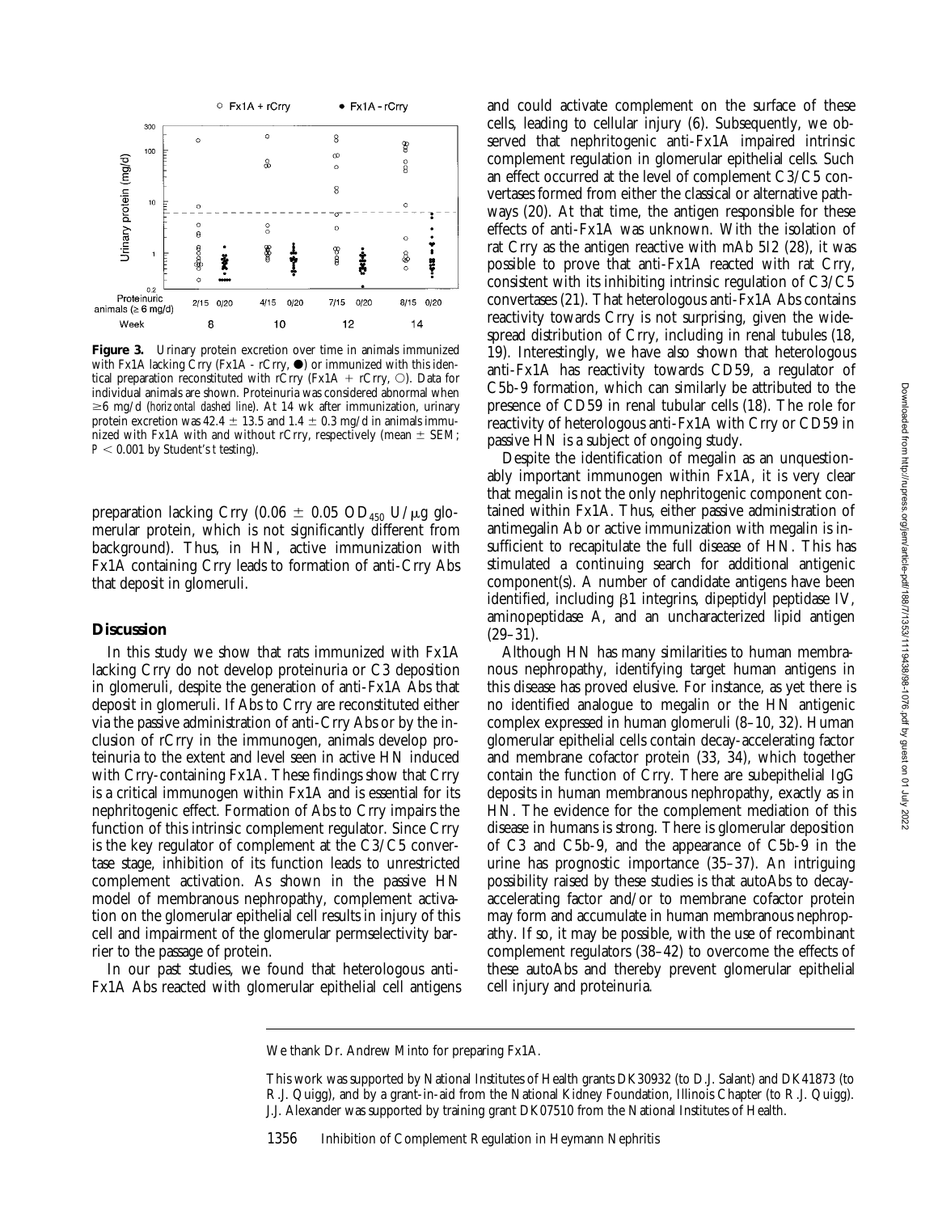**Figure 3.** Urinary protein excretion over time in animals immunized with Fx1A lacking Crry (Fx1A - rCrry, ●) or immunized with this identical preparation reconstituted with rCrry (Fx1A + rCrry, ○). Data for individual animals are shown. Proteinuria was considered abnormal when ≥6 mg/d (*horizontal dashed line*). At 14 wk after immunization, urinary protein excretion was 42.4 ± 13.5 and 1.4 ± 0.3 mg/d in animals immunized with Fx1A with and without rCrry, respectively (mean ± SEM; $P < 0.001$ by Student's *t* testing).

preparation lacking Crry (0.06 ± 0.05 $OD_{450}$ U/μg glomerular protein, which is not significantly different from background). Thus, in HN, active immunization with Fx1A containing Crry leads to formation of anti-Crry Abs that deposit in glomeruli.

## Discussion

In this study we show that rats immunized with Fx1A lacking Crry do not develop proteinuria or C3 deposition in glomeruli, despite the generation of anti-Fx1A Abs that deposit in glomeruli. If Abs to Crry are reconstituted either via the passive administration of anti-Crry Abs or by the inclusion of rCrry in the immunogen, animals develop proteinuria to the extent and level seen in active HN induced with Crry-containing Fx1A. These findings show that Crry is a critical immunogen within Fx1A and is essential for its nephritogenic effect. Formation of Abs to Crry impairs the function of this intrinsic complement regulator. Since Crry is the key regulator of complement at the C3/C5 convertase stage, inhibition of its function leads to unrestricted complement activation. As shown in the passive HN model of membranous nephropathy, complement activation on the glomerular epithelial cell results in injury of this cell and impairment of the glomerular permselectivity barrier to the passage of protein.

In our past studies, we found that heterologous anti-Fx1A Abs reacted with glomerular epithelial cell antigens and could activate complement on the surface of these cells, leading to cellular injury (6). Subsequently, we observed that nephritogenic anti-Fx1A impaired intrinsic complement regulation in glomerular epithelial cells. Such an effect occurred at the level of complement C3/C5 convertases formed from either the classical or alternative pathways (20). At that time, the antigen responsible for these effects of anti-Fx1A was unknown. With the isolation of rat Crry as the antigen reactive with mAb 5I2 (28), it was possible to prove that anti-Fx1A reacted with rat Crry, consistent with its inhibiting intrinsic regulation of C3/C5 convertases (21). That heterologous anti-Fx1A Abs contains reactivity towards Crry is not surprising, given the widespread distribution of Crry, including in renal tubules (18, 19). Interestingly, we have also shown that heterologous anti-Fx1A has reactivity towards CD59, a regulator of C5b-9 formation, which can similarly be attributed to the presence of CD59 in renal tubular cells (18). The role for reactivity of heterologous anti-Fx1A with Crry or CD59 in passive HN is a subject of ongoing study.

Despite the identification of megalin as an unquestionably important immunogen within Fx1A, it is very clear that megalin is not the only nephritogenic component contained within Fx1A. Thus, either passive administration of antimegalin Ab or active immunization with megalin is insufficient to recapitulate the full disease of HN. This has stimulated a continuing search for additional antigenic component(s). A number of candidate antigens have been identified, including β1 integrins, dipeptidyl peptidase IV, aminopeptidase A, and an uncharacterized lipid antigen (29–31).

Although HN has many similarities to human membranous nephropathy, identifying target human antigens in this disease has proved elusive. For instance, as yet there is no identified analogue to megalin or the HN antigenic complex expressed in human glomeruli (8–10, 32). Human glomerular epithelial cells contain decay-accelerating factor and membrane cofactor protein (33, 34), which together contain the function of Crry. There are subepithelial IgG deposits in human membranous nephropathy, exactly as in HN. The evidence for the complement mediation of this disease in humans is strong. There is glomerular deposition of C3 and C5b-9, and the appearance of C5b-9 in the urine has prognostic importance (35–37). An intriguing possibility raised by these studies is that autoAbs to decay-accelerating factor and/or to membrane cofactor protein may form and accumulate in human membranous nephropathy. If so, it may be possible, with the use of recombinant complement regulators (38–42) to overcome the effects of these autoAbs and thereby prevent glomerular epithelial cell injury and proteinuria.

---

We thank Dr. Andrew Minto for preparing Fx1A.

This work was supported by National Institutes of Health grants DK30932 (to D.J. Salant) and DK41873 (to R.J. Quigg), and by a grant-in-aid from the National Kidney Foundation, Illinois Chapter (to R.J. Quigg). J.J. Alexander was supported by training grant DK07510 from the National Institutes of Health.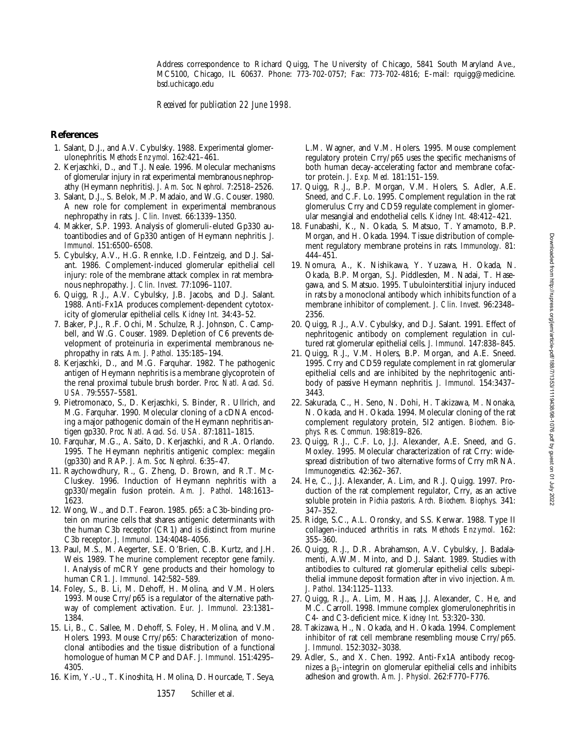Address correspondence to Richard Quigg, The University of Chicago, 5841 South Maryland Ave., MC5100, Chicago, IL 60637. Phone: 773-702-0757; Fax: 773-702-4816; E-mail: rquigg@medicine.bsd.uchicago.edu

*Received for publication 22 June 1998.*

## References

1. Salant, D.J., and A.V. Cybulsky. 1988. Experimental glomerulonephritis. *Methods Enzymol.* 162:421–461.
2. Kerjaschki, D., and T.J. Neale. 1996. Molecular mechanisms of glomerular injury in rat experimental membranous nephropathy (Heymann nephritis). *J. Am. Soc. Nephrol.* 7:2518–2526.
3. Salant, D.J., S. Belok, M.P. Madaio, and W.G. Couser. 1980. A new role for complement in experimental membranous nephropathy in rats. *J. Clin. Invest.* 66:1339–1350.
4. Makker, S.P. 1993. Analysis of glomeruli-eluted Gp330 autoantibodies and of Gp330 antigen of Heymann nephritis. *J. Immunol.* 151:6500–6508.
5. Cybulsky, A.V., H.G. Rennke, I.D. Feintzeig, and D.J. Salant. 1986. Complement-induced glomerular epithelial cell injury: role of the membrane attack complex in rat membranous nephropathy. *J. Clin. Invest.* 77:1096–1107.
6. Quigg, R.J., A.V. Cybulsky, J.B. Jacobs, and D.J. Salant. 1988. Anti-Fx1A produces complement-dependent cytotoxicity of glomerular epithelial cells. *Kidney Int.* 34:43–52.
7. Baker, P.J., R.F. Ochi, M. Schulze, R.J. Johnson, C. Campbell, and W.G. Couser. 1989. Depletion of C6 prevents development of proteinuria in experimental membranous nephropathy in rats. *Am. J. Pathol.* 135:185–194.
8. Kerjaschki, D., and M.G. Farquhar. 1982. The pathogenic antigen of Heymann nephritis is a membrane glycoprotein of the renal proximal tubule brush border. *Proc. Natl. Acad. Sci. USA.* 79:5557–5581.
9. Pietromonaco, S., D. Kerjaschki, S. Binder, R. Ullrich, and M.G. Farquhar. 1990. Molecular cloning of a cDNA encoding a major pathogenic domain of the Heymann nephritis antigen gp330. *Proc. Natl. Acad. Sci. USA.* 87:1811–1815.
10. Farquhar, M.G., A. Saito, D. Kerjaschki, and R.A. Orlando. 1995. The Heymann nephritis antigenic complex: megalin (gp330) and RAP. *J. Am. Soc. Nephrol.* 6:35–47.
11. Raychowdhury, R., G. Zheng, D. Brown, and R.T. McCluskey. 1996. Induction of Heymann nephritis with a gp330/megalin fusion protein. *Am. J. Pathol.* 148:1613–1623.
12. Wong, W., and D.T. Fearon. 1985. p65: a C3b-binding protein on murine cells that shares antigenic determinants with the human C3b receptor (CR1) and is distinct from murine C3b receptor. *J. Immunol.* 134:4048–4056.
13. Paul, M.S., M. Aegerter, S.E. O'Brien, C.B. Kurtz, and J.H. Weis. 1989. The murine complement receptor gene family. I. Analysis of mCRY gene products and their homology to human CR1. *J. Immunol.* 142:582–589.
14. Foley, S., B. Li, M. Dehoff, H. Molina, and V.M. Holers. 1993. Mouse Crry/p65 is a regulator of the alternative pathway of complement activation. *Eur. J. Immunol.* 23:1381–1384.
15. Li, B., C. Sallee, M. Dehoff, S. Foley, H. Molina, and V.M. Holers. 1993. Mouse Crry/p65: Characterization of monoclonal antibodies and the tissue distribution of a functional homologue of human MCP and DAF. *J. Immunol.* 151:4295–4305.
16. Kim, Y.-U., T. Kinoshita, H. Molina, D. Hourcade, T. Seya, L.M. Wagner, and V.M. Holers. 1995. Mouse complement regulatory protein Crry/p65 uses the specific mechanisms of both human decay-accelerating factor and membrane cofactor protein. *J. Exp. Med.* 181:151–159.
17. Quigg, R.J., B.P. Morgan, V.M. Holers, S. Adler, A.E. Sneed, and C.F. Lo. 1995. Complement regulation in the rat glomerulus: Crry and CD59 regulate complement in glomerular mesangial and endothelial cells. *Kidney Int.* 48:412–421.
18. Funabashi, K., N. Okada, S. Matsuo, T. Yamamoto, B.P. Morgan, and H. Okada. 1994. Tissue distribution of complement regulatory membrane proteins in rats. *Immunology.* 81:444–451.
19. Nomura, A., K. Nishikawa, Y. Yuzawa, H. Okada, N. Okada, B.P. Morgan, S.J. Piddlesden, M. Nadai, T. Hasegawa, and S. Matsuo. 1995. Tubulointerstitial injury induced in rats by a monoclonal antibody which inhibits function of a membrane inhibitor of complement. *J. Clin. Invest.* 96:2348–2356.
20. Quigg, R.J., A.V. Cybulsky, and D.J. Salant. 1991. Effect of nephritogenic antibody on complement regulation in cultured rat glomerular epithelial cells. *J. Immunol.* 147:838–845.
21. Quigg, R.J., V.M. Holers, B.P. Morgan, and A.E. Sneed. 1995. Crry and CD59 regulate complement in rat glomerular epithelial cells and are inhibited by the nephritogenic antibody of passive Heymann nephritis. *J. Immunol.* 154:3437–3443.
22. Sakurada, C., H. Seno, N. Dohi, H. Takizawa, M. Nonaka, N. Okada, and H. Okada. 1994. Molecular cloning of the rat complement regulatory protein, 5I2 antigen. *Biochem. Biophys. Res. Commun.* 198:819–826.
23. Quigg, R.J., C.F. Lo, J.J. Alexander, A.E. Sneed, and G. Moxley. 1995. Molecular characterization of rat Crry: widespread distribution of two alternative forms of Crry mRNA. *Immunogenetics.* 42:362–367.
24. He, C., J.J. Alexander, A. Lim, and R.J. Quigg. 1997. Production of the rat complement regulator, Crry, as an active soluble protein in *Pichia pastoris*. *Arch. Biochem. Biophys.* 341:347–352.
25. Ridge, S.C., A.L. Oronsky, and S.S. Kerwar. 1988. Type II collagen-induced arthritis in rats. *Methods Enzymol.* 162:355–360.
26. Quigg, R.J., D.R. Abrahamson, A.V. Cybulsky, J. Badalamenti, A.W.M. Minto, and D.J. Salant. 1989. Studies with antibodies to cultured rat glomerular epithelial cells: subepithelial immune deposit formation after in vivo injection. *Am. J. Pathol.* 134:1125–1133.
27. Quigg, R.J., A. Lim, M. Haas, J.J. Alexander, C. He, and M.C. Carroll. 1998. Immune complex glomerulonephritis in C4- and C3-deficient mice. *Kidney Int.* 53:320–330.
28. Takizawa, H., N. Okada, and H. Okada. 1994. Complement inhibitor of rat cell membrane resembling mouse Crry/p65. *J. Immunol.* 152:3032–3038.
29. Adler, S., and X. Chen. 1992. Anti-Fx1A antibody recognizes a $\beta_1$-integrin on glomerular epithelial cells and inhibits adhesion and growth. *Am. J. Physiol.* 262:F770–F776.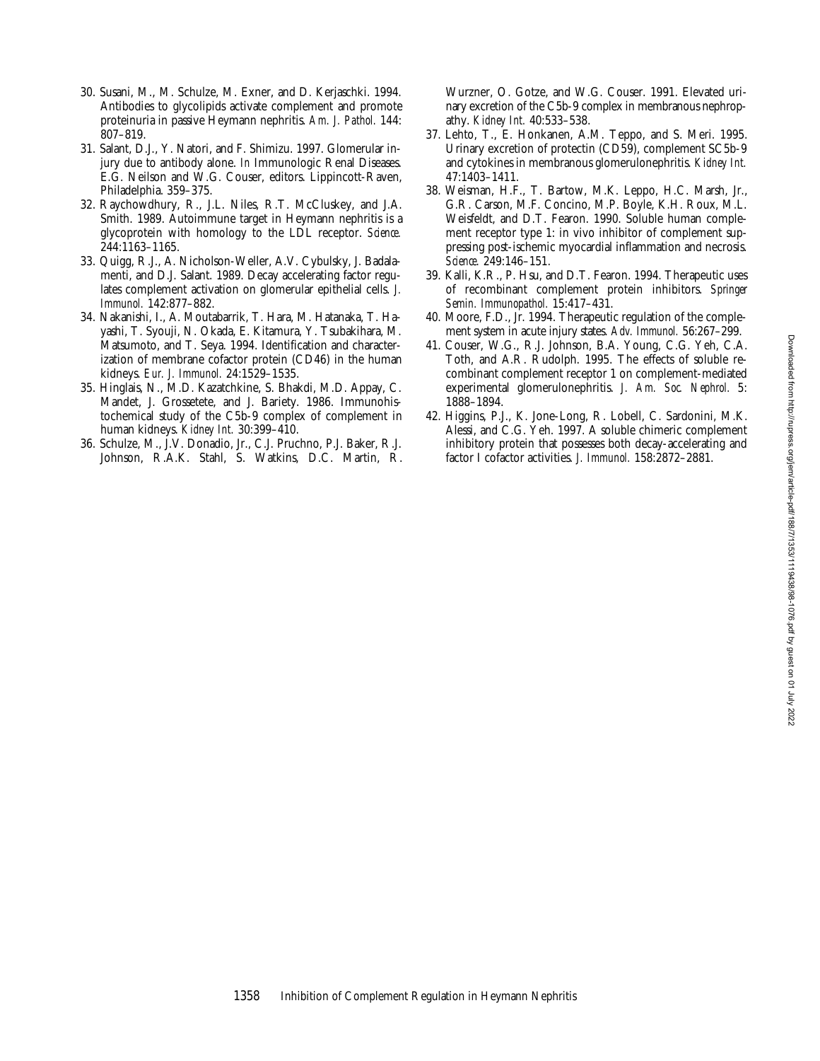30. Susani, M., M. Schulze, M. Exner, and D. Kerjaschki. 1994. Antibodies to glycolipids activate complement and promote proteinuria in passive Heymann nephritis. *Am. J. Pathol.* 144: 807–819.
31. Salant, D.J., Y. Natori, and F. Shimizu. 1997. Glomerular injury due to antibody alone. *In* Immunologic Renal Diseases. E.G. Neilson and W.G. Couser, editors. Lippincott-Raven, Philadelphia. 359–375.
32. Raychowdhury, R., J.L. Niles, R.T. McCluskey, and J.A. Smith. 1989. Autoimmune target in Heymann nephritis is a glycoprotein with homology to the LDL receptor. *Science.* 244:1163–1165.
33. Quigg, R.J., A. Nicholson-Weller, A.V. Cybulsky, J. Badalamenti, and D.J. Salant. 1989. Decay accelerating factor regulates complement activation on glomerular epithelial cells. *J. Immunol.* 142:877–882.
34. Nakanishi, I., A. Moutabarrik, T. Hara, M. Hatanaka, T. Hayashi, T. Syouji, N. Okada, E. Kitamura, Y. Tsubakihara, M. Matsumoto, and T. Seya. 1994. Identification and characterization of membrane cofactor protein (CD46) in the human kidneys. *Eur. J. Immunol.* 24:1529–1535.
35. Hinglais, N., M.D. Kazatchkine, S. Bhakdi, M.D. Appay, C. Mandet, J. Grossetete, and J. Bariety. 1986. Immunohistochemical study of the C5b-9 complex of complement in human kidneys. *Kidney Int.* 30:399–410.
36. Schulze, M., J.V. Donadio, Jr., C.J. Pruchno, P.J. Baker, R.J. Johnson, R.A.K. Stahl, S. Watkins, D.C. Martin, R. Wurzner, O. Gotze, and W.G. Couser. 1991. Elevated urinary excretion of the C5b-9 complex in membranous nephropathy. *Kidney Int.* 40:533–538.
37. Lehto, T., E. Honkanen, A.M. Teppo, and S. Meri. 1995. Urinary excretion of protectin (CD59), complement SC5b-9 and cytokines in membranous glomerulonephritis. *Kidney Int.* 47:1403–1411.
38. Weisman, H.F., T. Bartow, M.K. Leppo, H.C. Marsh, Jr., G.R. Carson, M.F. Concino, M.P. Boyle, K.H. Roux, M.L. Weisfeldt, and D.T. Fearon. 1990. Soluble human complement receptor type 1: in vivo inhibitor of complement suppressing post-ischemic myocardial inflammation and necrosis. *Science.* 249:146–151.
39. Kalli, K.R., P. Hsu, and D.T. Fearon. 1994. Therapeutic uses of recombinant complement protein inhibitors. *Springer Semin. Immunopathol.* 15:417–431.
40. Moore, F.D., Jr. 1994. Therapeutic regulation of the complement system in acute injury states. *Adv. Immunol.* 56:267–299.
41. Couser, W.G., R.J. Johnson, B.A. Young, C.G. Yeh, C.A. Toth, and A.R. Rudolph. 1995. The effects of soluble recombinant complement receptor 1 on complement-mediated experimental glomerulonephritis. *J. Am. Soc. Nephrol.* 5: 1888–1894.
42. Higgins, P.J., K. Jone-Long, R. Lobell, C. Sardonini, M.K. Alessi, and C.G. Yeh. 1997. A soluble chimeric complement inhibitory protein that possesses both decay-accelerating and factor I cofactor activities. *J. Immunol.* 158:2872–2881.